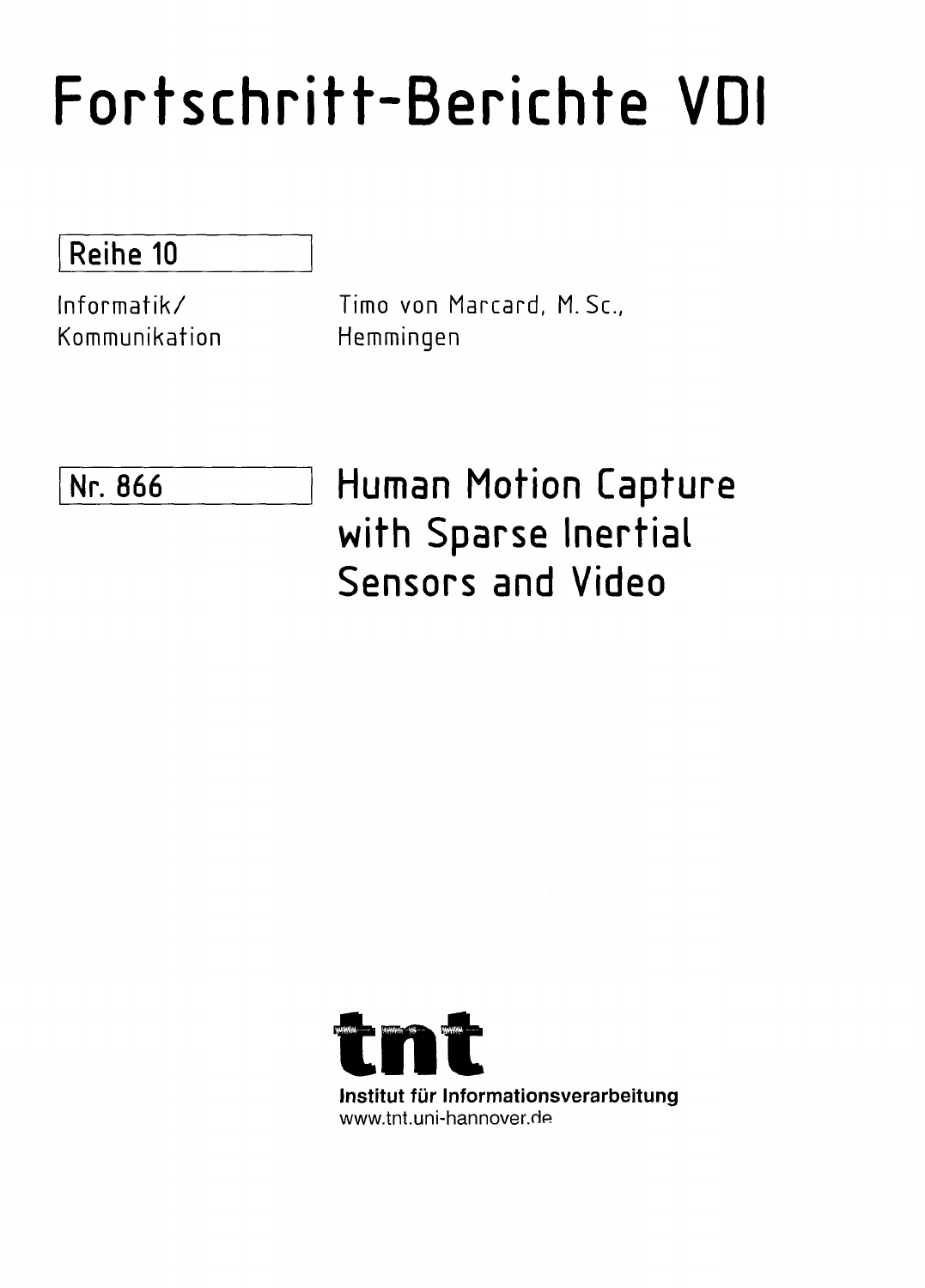# Fortschritt-Berichte VDI

Reihe 10

Informatik/
Kommunikation

Timo von Marcard, M. Sc.,
Hemmingen

Nr. 866

## Human Motion Capture with Sparse Inertial Sensors and Video

tnt

Institut für Informationsverarbeitung
www.tnt.uni-hannover.de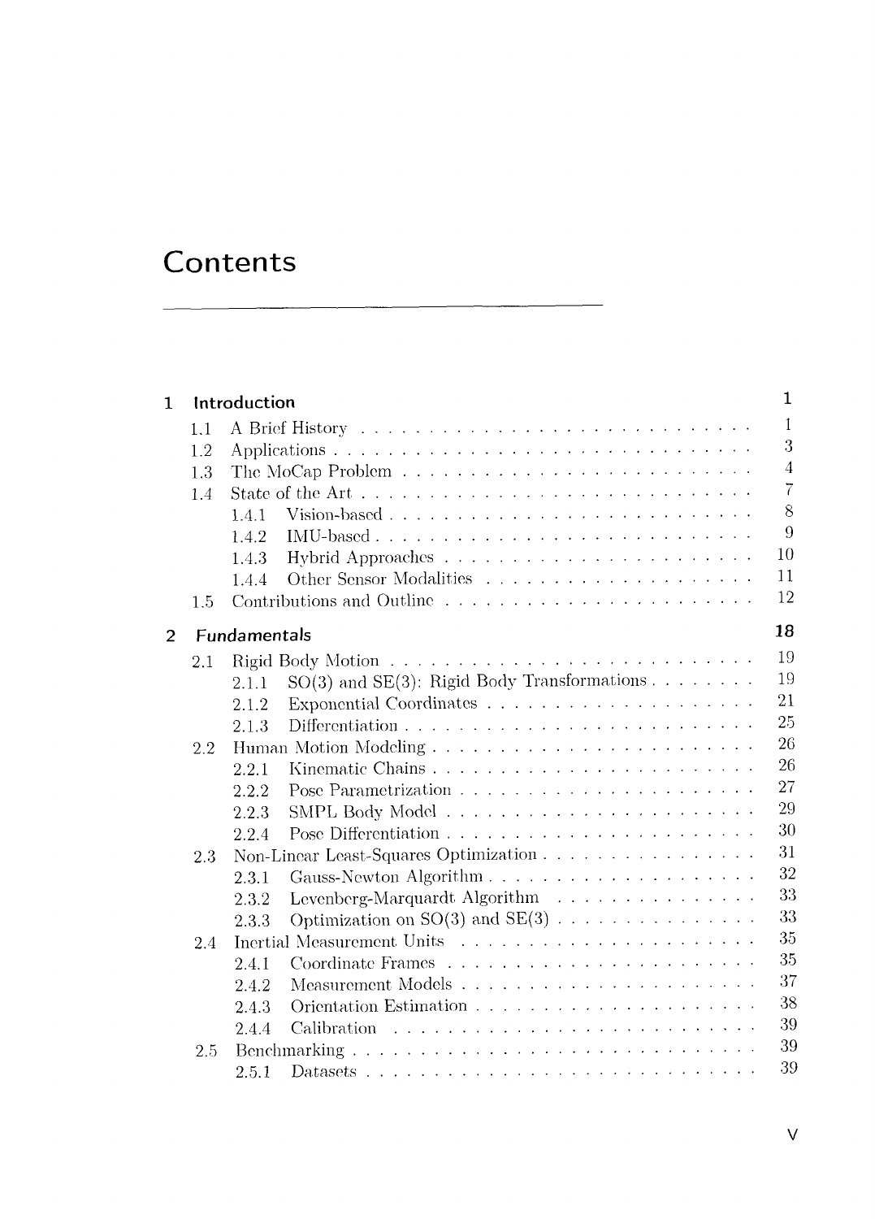# Contents

**1 Introduction** — 1

- 1.1 A Brief History — 1
- 1.2 Applications — 3
- 1.3 The MoCap Problem — 4
- 1.4 State of the Art — 7
  - 1.4.1 Vision-based — 8
  - 1.4.2 IMU-based — 9
  - 1.4.3 Hybrid Approaches — 10
  - 1.4.4 Other Sensor Modalities — 11
- 1.5 Contributions and Outline — 12

**2 Fundamentals** — 18

- 2.1 Rigid Body Motion — 19
  - 2.1.1 SO(3) and SE(3): Rigid Body Transformations — 19
  - 2.1.2 Exponential Coordinates — 21
  - 2.1.3 Differentiation — 25
- 2.2 Human Motion Modeling — 26
  - 2.2.1 Kinematic Chains — 26
  - 2.2.2 Pose Parametrization — 27
  - 2.2.3 SMPL Body Model — 29
  - 2.2.4 Pose Differentiation — 30
- 2.3 Non-Linear Least-Squares Optimization — 31
  - 2.3.1 Gauss-Newton Algorithm — 32
  - 2.3.2 Levenberg-Marquardt Algorithm — 33
  - 2.3.3 Optimization on SO(3) and SE(3) — 33
- 2.4 Inertial Measurement Units — 35
  - 2.4.1 Coordinate Frames — 35
  - 2.4.2 Measurement Models — 37
  - 2.4.3 Orientation Estimation — 38
  - 2.4.4 Calibration — 39
- 2.5 Benchmarking — 39
  - 2.5.1 Datasets — 39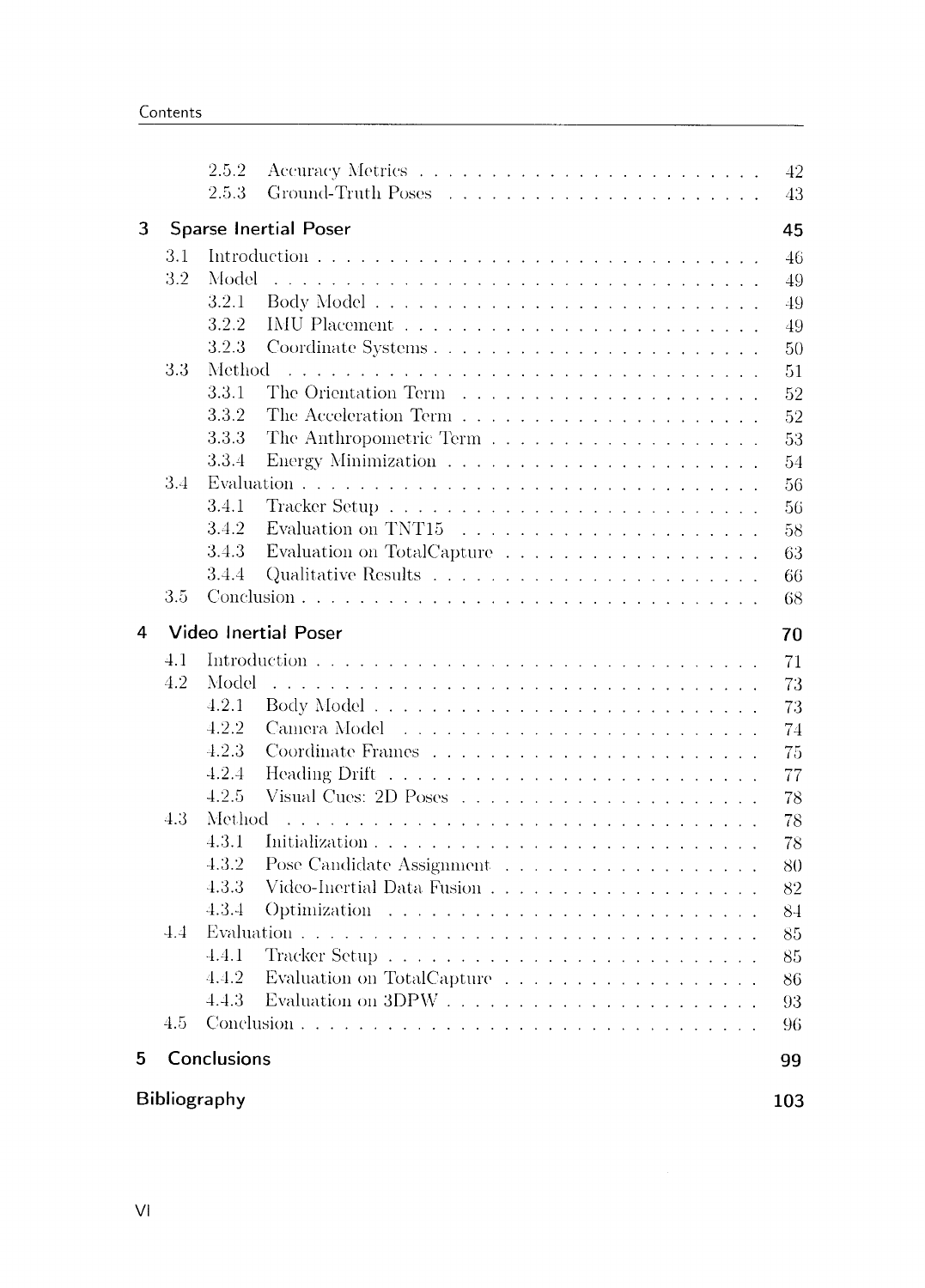2.5.2 Accuracy Metrics . . . . . . . . . . . . . . . . . . . . . . . 42
2.5.3 Ground-Truth Poses . . . . . . . . . . . . . . . . . . . . . . 43

**3 Sparse Inertial Poser** **45**

3.1 Introduction . . . . . . . . . . . . . . . . . . . . . . . . . . . . . 46
3.2 Model . . . . . . . . . . . . . . . . . . . . . . . . . . . . . . . . 49
3.2.1 Body Model . . . . . . . . . . . . . . . . . . . . . . . . . . 49
3.2.2 IMU Placement . . . . . . . . . . . . . . . . . . . . . . . . 49
3.2.3 Coordinate Systems . . . . . . . . . . . . . . . . . . . . . . 50
3.3 Method . . . . . . . . . . . . . . . . . . . . . . . . . . . . . . . 51
3.3.1 The Orientation Term . . . . . . . . . . . . . . . . . . . . . 52
3.3.2 The Acceleration Term . . . . . . . . . . . . . . . . . . . . . 52
3.3.3 The Anthropometric Term . . . . . . . . . . . . . . . . . . . 53
3.3.4 Energy Minimization . . . . . . . . . . . . . . . . . . . . . . 54
3.4 Evaluation . . . . . . . . . . . . . . . . . . . . . . . . . . . . . . 56
3.4.1 Tracker Setup . . . . . . . . . . . . . . . . . . . . . . . . . . 56
3.4.2 Evaluation on TNT15 . . . . . . . . . . . . . . . . . . . . . 58
3.4.3 Evaluation on TotalCapture . . . . . . . . . . . . . . . . . . 63
3.4.4 Qualitative Results . . . . . . . . . . . . . . . . . . . . . . . 66
3.5 Conclusion . . . . . . . . . . . . . . . . . . . . . . . . . . . . . . 68

**4 Video Inertial Poser** **70**

4.1 Introduction . . . . . . . . . . . . . . . . . . . . . . . . . . . . . 71
4.2 Model . . . . . . . . . . . . . . . . . . . . . . . . . . . . . . . . 73
4.2.1 Body Model . . . . . . . . . . . . . . . . . . . . . . . . . . 73
4.2.2 Camera Model . . . . . . . . . . . . . . . . . . . . . . . . . 74
4.2.3 Coordinate Frames . . . . . . . . . . . . . . . . . . . . . . . 75
4.2.4 Heading Drift . . . . . . . . . . . . . . . . . . . . . . . . . . 77
4.2.5 Visual Cues: 2D Poses . . . . . . . . . . . . . . . . . . . . . 78
4.3 Method . . . . . . . . . . . . . . . . . . . . . . . . . . . . . . . 78
4.3.1 Initialization . . . . . . . . . . . . . . . . . . . . . . . . . . 78
4.3.2 Pose Candidate Assignment . . . . . . . . . . . . . . . . . . 80
4.3.3 Video-Inertial Data Fusion . . . . . . . . . . . . . . . . . . . 82
4.3.4 Optimization . . . . . . . . . . . . . . . . . . . . . . . . . . 84
4.4 Evaluation . . . . . . . . . . . . . . . . . . . . . . . . . . . . . . 85
4.4.1 Tracker Setup . . . . . . . . . . . . . . . . . . . . . . . . . . 85
4.4.2 Evaluation on TotalCapture . . . . . . . . . . . . . . . . . . 86
4.4.3 Evaluation on 3DPW . . . . . . . . . . . . . . . . . . . . . . 93
4.5 Conclusion . . . . . . . . . . . . . . . . . . . . . . . . . . . . . . 96

**5 Conclusions** **99**

**Bibliography** **103**